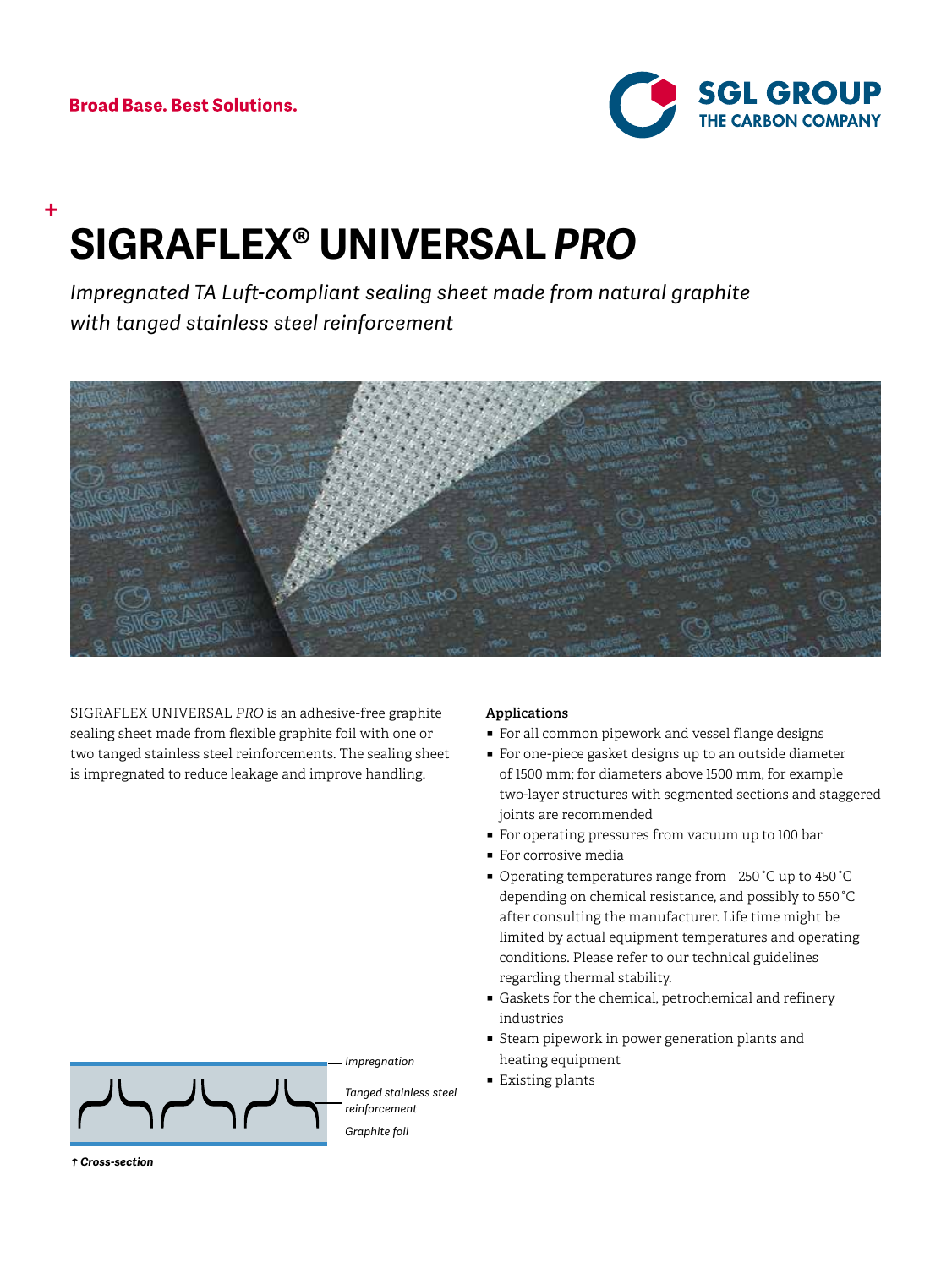Broad Base. Best Solutions.

SGL GROUP
THE CARBON COMPANY

# SIGRAFLEX® UNIVERSAL *PRO*

*Impregnated TA Luft-compliant sealing sheet made from natural graphite with tanged stainless steel reinforcement*

SIGRAFLEX UNIVERSAL *PRO* is an adhesive-free graphite sealing sheet made from flexible graphite foil with one or two tanged stainless steel reinforcements. The sealing sheet is impregnated to reduce leakage and improve handling.

*Impregnation*

*Tanged stainless steel reinforcement*

*Graphite foil*

***↑ Cross-section***

**Applications**

- For all common pipework and vessel flange designs
- For one-piece gasket designs up to an outside diameter of 1500 mm; for diameters above 1500 mm, for example two-layer structures with segmented sections and staggered joints are recommended
- For operating pressures from vacuum up to 100 bar
- For corrosive media
- Operating temperatures range from –250 °C up to 450 °C depending on chemical resistance, and possibly to 550 °C after consulting the manufacturer. Life time might be limited by actual equipment temperatures and operating conditions. Please refer to our technical guidelines regarding thermal stability.
- Gaskets for the chemical, petrochemical and refinery industries
- Steam pipework in power generation plants and heating equipment
- Existing plants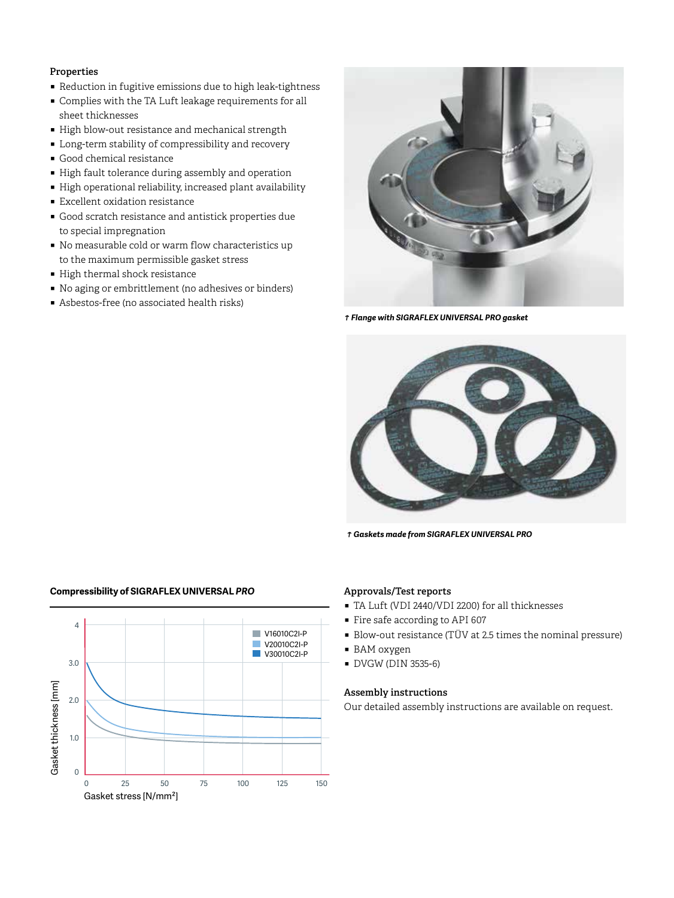### Properties

- Reduction in fugitive emissions due to high leak-tightness
- Complies with the TA Luft leakage requirements for all sheet thicknesses
- High blow-out resistance and mechanical strength
- Long-term stability of compressibility and recovery
- Good chemical resistance
- High fault tolerance during assembly and operation
- High operational reliability, increased plant availability
- Excellent oxidation resistance
- Good scratch resistance and antistick properties due to special impregnation
- No measurable cold or warm flow characteristics up to the maximum permissible gasket stress
- High thermal shock resistance
- No aging or embrittlement (no adhesives or binders)
- Asbestos-free (no associated health risks)

*↑ Flange with SIGRAFLEX UNIVERSAL PRO gasket*

*↑ Gaskets made from SIGRAFLEX UNIVERSAL PRO*

**Compressibility of SIGRAFLEX UNIVERSAL *PRO***

Gasket thickness [mm] vs. Gasket stress [N/mm²] — V16010C2I-P, V20010C2I-P, V30010C2I-P

### Approvals/Test reports

- TA Luft (VDI 2440/VDI 2200) for all thicknesses
- Fire safe according to API 607
- Blow-out resistance (TÜV at 2.5 times the nominal pressure)
- BAM oxygen
- DVGW (DIN 3535-6)

### Assembly instructions

Our detailed assembly instructions are available on request.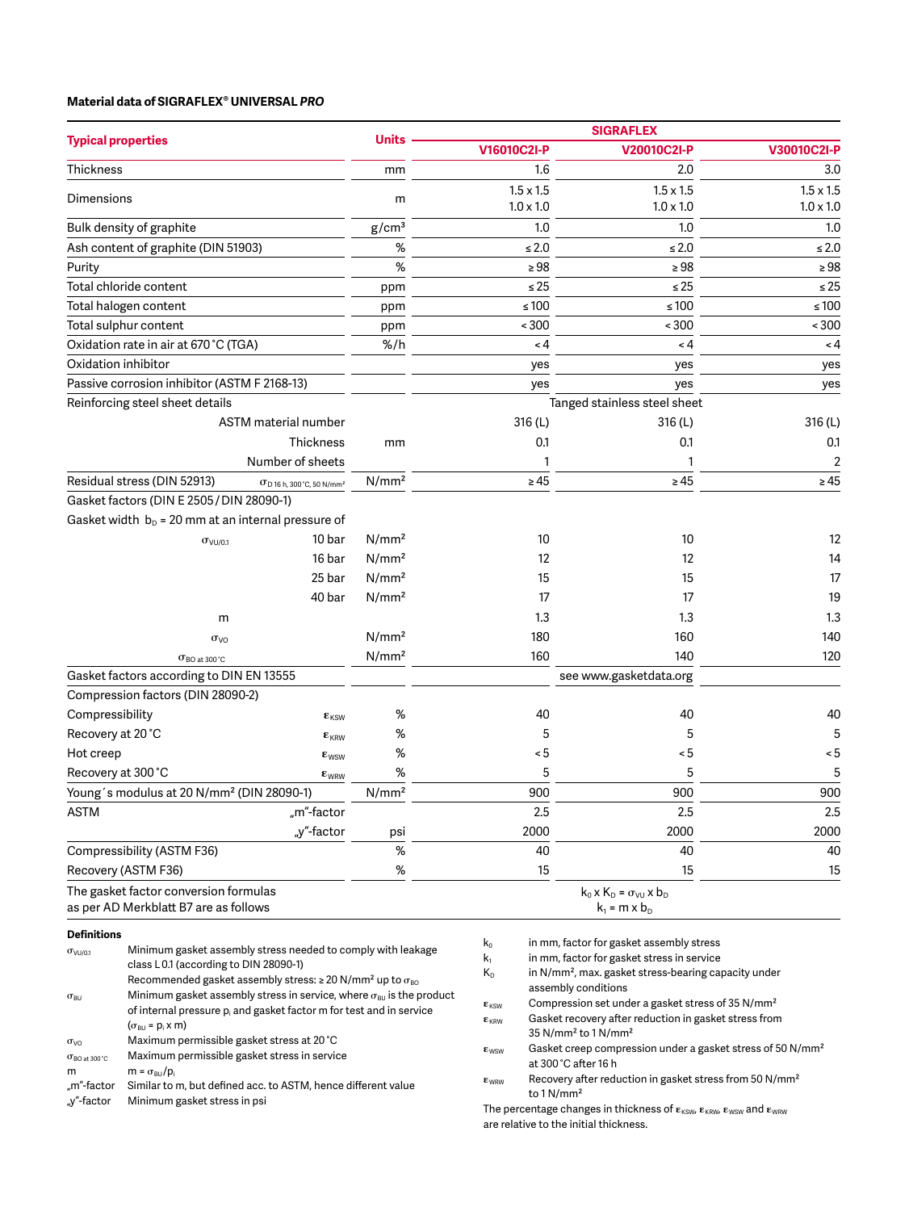**Material data of SIGRAFLEX® UNIVERSAL *PRO***

| Typical properties | | Units | SIGRAFLEX V16010C2I-P | SIGRAFLEX V20010C2I-P | SIGRAFLEX V30010C2I-P |
|---|---|---|---|---|---|
| Thickness | | mm | 1.6 | 2.0 | 3.0 |
| Dimensions | | m | 1.5 x 1.5<br>1.0 x 1.0 | 1.5 x 1.5<br>1.0 x 1.0 | 1.5 x 1.5<br>1.0 x 1.0 |
| Bulk density of graphite | | g/cm³ | 1.0 | 1.0 | 1.0 |
| Ash content of graphite (DIN 51903) | | % | ≤ 2.0 | ≤ 2.0 | ≤ 2.0 |
| Purity | | % | ≥ 98 | ≥ 98 | ≥ 98 |
| Total chloride content | | ppm | ≤ 25 | ≤ 25 | ≤ 25 |
| Total halogen content | | ppm | ≤ 100 | ≤ 100 | ≤ 100 |
| Total sulphur content | | ppm | < 300 | < 300 | < 300 |
| Oxidation rate in air at 670 °C (TGA) | | %/h | < 4 | < 4 | < 4 |
| Oxidation inhibitor | | | yes | yes | yes |
| Passive corrosion inhibitor (ASTM F 2168-13) | | | yes | yes | yes |
| Reinforcing steel sheet details | | | Tanged stainless steel sheet | | |
| | ASTM material number | | 316 (L) | 316 (L) | 316 (L) |
| | Thickness | mm | 0.1 | 0.1 | 0.1 |
| | Number of sheets | | 1 | 1 | 2 |
| Residual stress (DIN 52913) | $\sigma_{D\ 16\ h,\ 300\ °C,\ 50\ N/mm^2}$ | N/mm² | ≥ 45 | ≥ 45 | ≥ 45 |
| Gasket factors (DIN E 2505 / DIN 28090-1) | | | | | |
| Gasket width $b_D$ = 20 mm at an internal pressure of | | | | | |
| $\sigma_{VU/0.1}$ | 10 bar | N/mm² | 10 | 10 | 12 |
| | 16 bar | N/mm² | 12 | 12 | 14 |
| | 25 bar | N/mm² | 15 | 15 | 17 |
| | 40 bar | N/mm² | 17 | 17 | 19 |
| m | | | 1.3 | 1.3 | 1.3 |
| $\sigma_{VO}$ | | N/mm² | 180 | 160 | 140 |
| $\sigma_{BO\ at\ 300\ °C}$ | | N/mm² | 160 | 140 | 120 |
| Gasket factors according to DIN EN 13555 | | | see www.gasketdata.org | | |
| Compression factors (DIN 28090-2) | | | | | |
| Compressibility | $\varepsilon_{KSW}$ | % | 40 | 40 | 40 |
| Recovery at 20 °C | $\varepsilon_{KRW}$ | % | 5 | 5 | 5 |
| Hot creep | $\varepsilon_{WSW}$ | % | < 5 | < 5 | < 5 |
| Recovery at 300 °C | $\varepsilon_{WRW}$ | % | 5 | 5 | 5 |
| Young´s modulus at 20 N/mm² (DIN 28090-1) | | N/mm² | 900 | 900 | 900 |
| ASTM | „m"-factor | | 2.5 | 2.5 | 2.5 |
| | „y"-factor | psi | 2000 | 2000 | 2000 |
| Compressibility (ASTM F36) | | % | 40 | 40 | 40 |
| Recovery (ASTM F36) | | % | 15 | 15 | 15 |
| The gasket factor conversion formulas as per AD Merkblatt B7 are as follows | | | $k_0 \times K_D = \sigma_{VU} \times b_D$<br>$k_1 = m \times b_D$ | | |

**Definitions**

- $\sigma_{VU/0.1}$ — Minimum gasket assembly stress needed to comply with leakage class L 0.1 (according to DIN 28090-1). Recommended gasket assembly stress: ≥ 20 N/mm² up to $\sigma_{BO}$
- $\sigma_{BU}$ — Minimum gasket assembly stress in service, where $\sigma_{BU}$ is the product of internal pressure $p_i$ and gasket factor m for test and in service ($\sigma_{BU} = p_i \times m$)
- $\sigma_{VO}$ — Maximum permissible gasket stress at 20 °C
- $\sigma_{BO\ at\ 300\ °C}$ — Maximum permissible gasket stress in service
- m — $m = \sigma_{BU}/p_i$
- „m"-factor — Similar to m, but defined acc. to ASTM, hence different value
- „y"-factor — Minimum gasket stress in psi
- $k_0$ — in mm, factor for gasket assembly stress
- $k_1$ — in mm, factor for gasket stress in service
- $K_D$ — in N/mm², max. gasket stress-bearing capacity under assembly conditions
- $\varepsilon_{KSW}$ — Compression set under a gasket stress of 35 N/mm²
- $\varepsilon_{KRW}$ — Gasket recovery after reduction in gasket stress from 35 N/mm² to 1 N/mm²
- $\varepsilon_{WSW}$ — Gasket creep compression under a gasket stress of 50 N/mm² at 300 °C after 16 h
- $\varepsilon_{WRW}$ — Recovery after reduction in gasket stress from 50 N/mm² to 1 N/mm²

The percentage changes in thickness of $\varepsilon_{KSW}$, $\varepsilon_{KRW}$, $\varepsilon_{WSW}$ and $\varepsilon_{WRW}$ are relative to the initial thickness.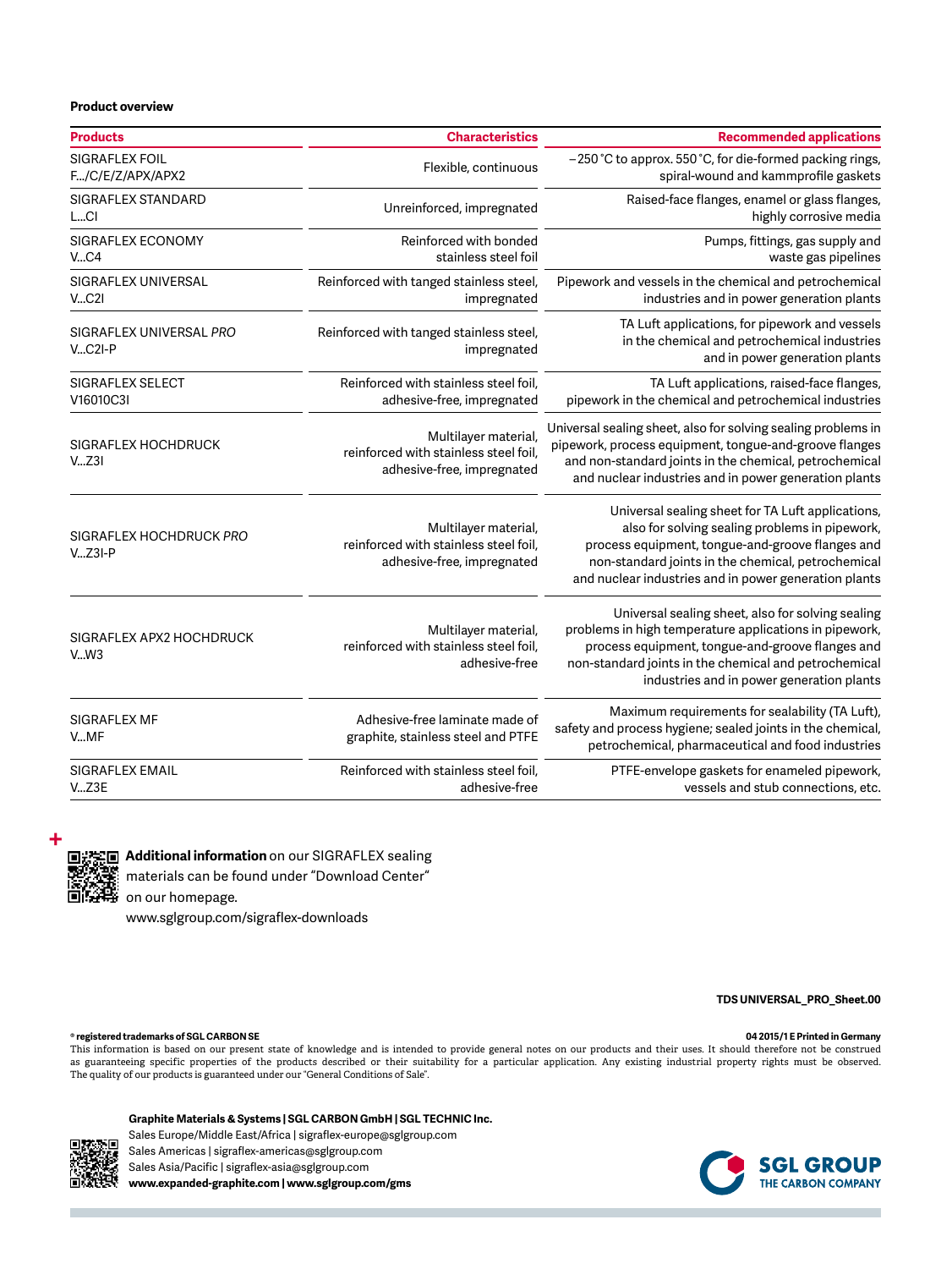**Product overview**

| Products | Characteristics | Recommended applications |
|---|---|---|
| SIGRAFLEX FOIL<br>F.../C/E/Z/APX/APX2 | Flexible, continuous | –250 °C to approx. 550 °C, for die-formed packing rings, spiral-wound and kammprofile gaskets |
| SIGRAFLEX STANDARD<br>L...CI | Unreinforced, impregnated | Raised-face flanges, enamel or glass flanges, highly corrosive media |
| SIGRAFLEX ECONOMY<br>V...C4 | Reinforced with bonded stainless steel foil | Pumps, fittings, gas supply and waste gas pipelines |
| SIGRAFLEX UNIVERSAL<br>V...C2I | Reinforced with tanged stainless steel, impregnated | Pipework and vessels in the chemical and petrochemical industries and in power generation plants |
| SIGRAFLEX UNIVERSAL *PRO*<br>V...C2I-P | Reinforced with tanged stainless steel, impregnated | TA Luft applications, for pipework and vessels in the chemical and petrochemical industries and in power generation plants |
| SIGRAFLEX SELECT<br>V16010C3I | Reinforced with stainless steel foil, adhesive-free, impregnated | TA Luft applications, raised-face flanges, pipework in the chemical and petrochemical industries |
| SIGRAFLEX HOCHDRUCK<br>V...Z3I | Multilayer material, reinforced with stainless steel foil, adhesive-free, impregnated | Universal sealing sheet, also for solving sealing problems in pipework, process equipment, tongue-and-groove flanges and non-standard joints in the chemical, petrochemical and nuclear industries and in power generation plants |
| SIGRAFLEX HOCHDRUCK *PRO*<br>V...Z3I-P | Multilayer material, reinforced with stainless steel foil, adhesive-free, impregnated | Universal sealing sheet for TA Luft applications, also for solving sealing problems in pipework, process equipment, tongue-and-groove flanges and non-standard joints in the chemical, petrochemical and nuclear industries and in power generation plants |
| SIGRAFLEX APX2 HOCHDRUCK<br>V...W3 | Multilayer material, reinforced with stainless steel foil, adhesive-free | Universal sealing sheet, also for solving sealing problems in high temperature applications in pipework, process equipment, tongue-and-groove flanges and non-standard joints in the chemical and petrochemical industries and in power generation plants |
| SIGRAFLEX MF<br>V...MF | Adhesive-free laminate made of graphite, stainless steel and PTFE | Maximum requirements for sealability (TA Luft), safety and process hygiene; sealed joints in the chemical, petrochemical, pharmaceutical and food industries |
| SIGRAFLEX EMAIL<br>V...Z3E | Reinforced with stainless steel foil, adhesive-free | PTFE-envelope gaskets for enameled pipework, vessels and stub connections, etc. |

**Additional information** on our SIGRAFLEX sealing materials can be found under "Download Center" on our homepage.
www.sglgroup.com/sigraflex-downloads

**TDS UNIVERSAL_PRO_Sheet.00**

**® registered trademarks of SGL CARBON SE** **04 2015/1 E Printed in Germany**

This information is based on our present state of knowledge and is intended to provide general notes on our products and their uses. It should therefore not be construed as guaranteeing specific properties of the products described or their suitability for a particular application. Any existing industrial property rights must be observed. The quality of our products is guaranteed under our "General Conditions of Sale".

**Graphite Materials & Systems | SGL CARBON GmbH | SGL TECHNIC Inc.**
Sales Europe/Middle East/Africa | sigraflex-europe@sglgroup.com
Sales Americas | sigraflex-americas@sglgroup.com
Sales Asia/Pacific | sigraflex-asia@sglgroup.com
**www.expanded-graphite.com | www.sglgroup.com/gms**

SGL GROUP
THE CARBON COMPANY